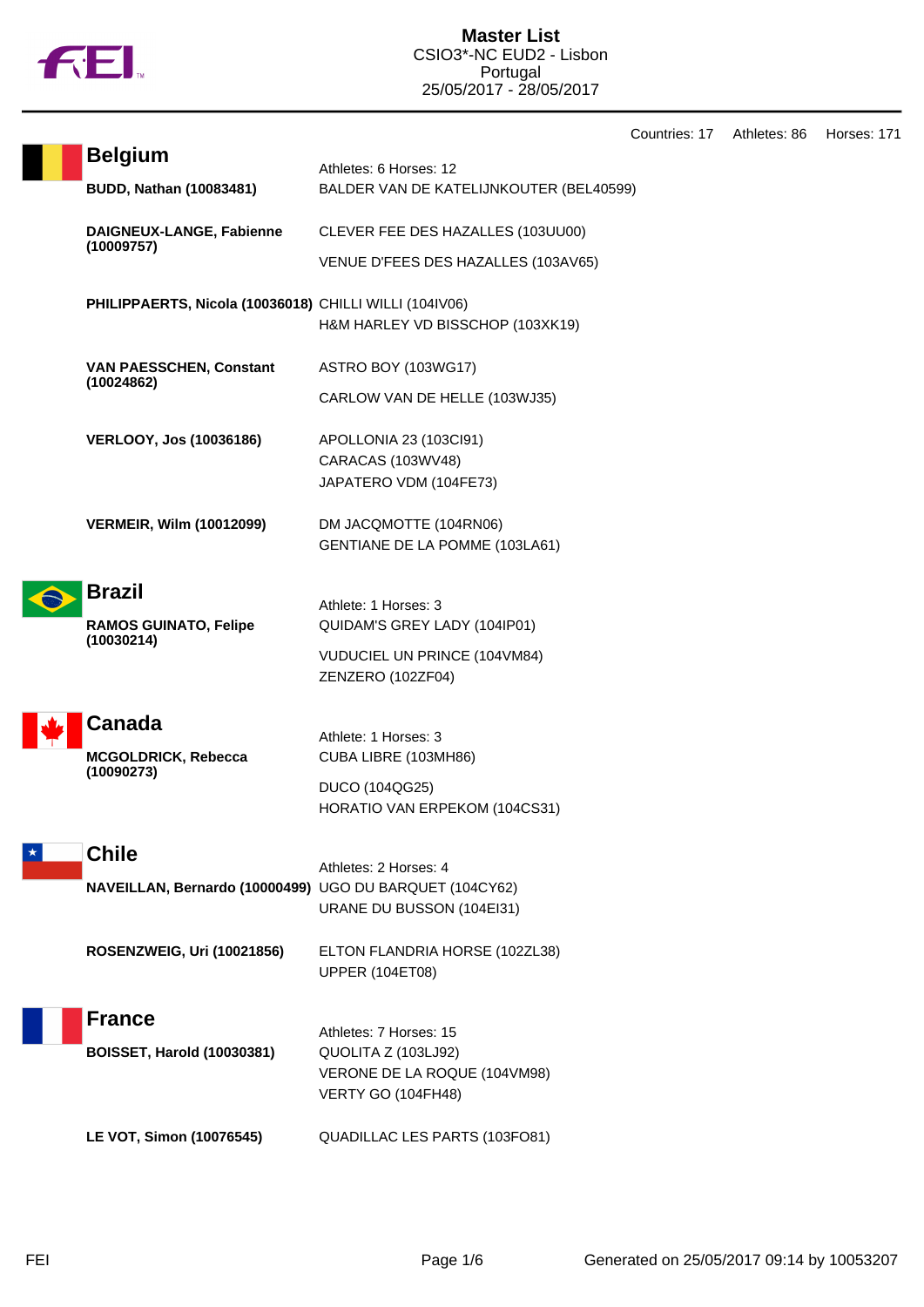# Master List
CSIO3*-NC EUD2 - Lisbon
Portugal
25/05/2017 - 28/05/2017

Countries: 17 Athletes: 86 Horses: 171

## Belgium

Athletes: 6 Horses: 12

| Athlete | Horses |
|---|---|
| **BUDD, Nathan (10083481)** | BALDER VAN DE KATELIJNKOUTER (BEL40599) |
| **DAIGNEUX-LANGE, Fabienne (10009757)** | CLEVER FEE DES HAZALLES (103UU00)<br>VENUE D'FEES DES HAZALLES (103AV65) |
| **PHILIPPAERTS, Nicola (10036018)** | CHILLI WILLI (104IV06)<br>H&M HARLEY VD BISSCHOP (103XK19) |
| **VAN PAESSCHEN, Constant (10024862)** | ASTRO BOY (103WG17)<br>CARLOW VAN DE HELLE (103WJ35) |
| **VERLOOY, Jos (10036186)** | APOLLONIA 23 (103CI91)<br>CARACAS (103WV48)<br>JAPATERO VDM (104FE73) |
| **VERMEIR, Wilm (10012099)** | DM JACQMOTTE (104RN06)<br>GENTIANE DE LA POMME (103LA61) |

## Brazil

Athlete: 1 Horses: 3

| Athlete | Horses |
|---|---|
| **RAMOS GUINATO, Felipe (10030214)** | QUIDAM'S GREY LADY (104IP01)<br>VUDUCIEL UN PRINCE (104VM84)<br>ZENZERO (102ZF04) |

## Canada

Athlete: 1 Horses: 3

| Athlete | Horses |
|---|---|
| **MCGOLDRICK, Rebecca (10090273)** | CUBA LIBRE (103MH86)<br>DUCO (104QG25)<br>HORATIO VAN ERPEKOM (104CS31) |

## Chile

Athletes: 2 Horses: 4

| Athlete | Horses |
|---|---|
| **NAVEILLAN, Bernardo (10000499)** | UGO DU BARQUET (104CY62)<br>URANE DU BUSSON (104EI31) |
| **ROSENZWEIG, Uri (10021856)** | ELTON FLANDRIA HORSE (102ZL38)<br>UPPER (104ET08) |

## France

Athletes: 7 Horses: 15

| Athlete | Horses |
|---|---|
| **BOISSET, Harold (10030381)** | QUOLITA Z (103LJ92)<br>VERONE DE LA ROQUE (104VM98)<br>VERTY GO (104FH48) |
| **LE VOT, Simon (10076545)** | QUADILLAC LES PARTS (103FO81) |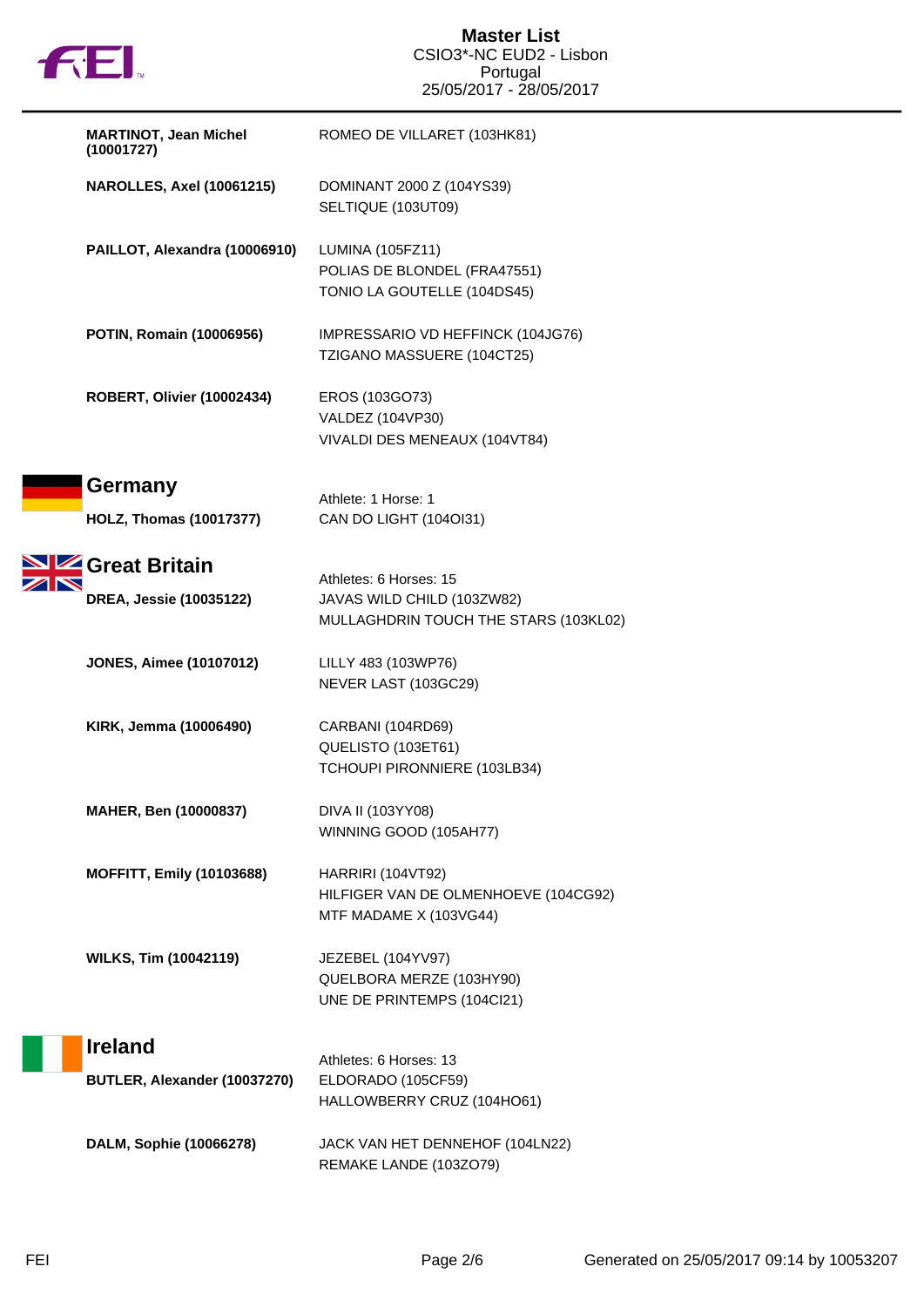| | |
|---|---|
| **MARTINOT, Jean Michel (10001727)** | ROMEO DE VILLARET (103HK81) |
| **NAROLLES, Axel (10061215)** | DOMINANT 2000 Z (104YS39)<br>SELTIQUE (103UT09) |
| **PAILLOT, Alexandra (10006910)** | LUMINA (105FZ11)<br>POLIAS DE BLONDEL (FRA47551)<br>TONIO LA GOUTELLE (104DS45) |
| **POTIN, Romain (10006956)** | IMPRESSARIO VD HEFFINCK (104JG76)<br>TZIGANO MASSUERE (104CT25) |
| **ROBERT, Olivier (10002434)** | EROS (103GO73)<br>VALDEZ (104VP30)<br>VIVALDI DES MENEAUX (104VT84) |

## Germany

Athlete: 1 Horse: 1

| | |
|---|---|
| **HOLZ, Thomas (10017377)** | CAN DO LIGHT (104OI31) |

## Great Britain

Athletes: 6 Horses: 15

| | |
|---|---|
| **DREA, Jessie (10035122)** | JAVAS WILD CHILD (103ZW82)<br>MULLAGHDRIN TOUCH THE STARS (103KL02) |
| **JONES, Aimee (10107012)** | LILLY 483 (103WP76)<br>NEVER LAST (103GC29) |
| **KIRK, Jemma (10006490)** | CARBANI (104RD69)<br>QUELISTO (103ET61)<br>TCHOUPI PIRONNIERE (103LB34) |
| **MAHER, Ben (10000837)** | DIVA II (103YY08)<br>WINNING GOOD (105AH77) |
| **MOFFITT, Emily (10103688)** | HARRIRI (104VT92)<br>HILFIGER VAN DE OLMENHOEVE (104CG92)<br>MTF MADAME X (103VG44) |
| **WILKS, Tim (10042119)** | JEZEBEL (104YV97)<br>QUELBORA MERZE (103HY90)<br>UNE DE PRINTEMPS (104CI21) |

## Ireland

Athletes: 6 Horses: 13

| | |
|---|---|
| **BUTLER, Alexander (10037270)** | ELDORADO (105CF59)<br>HALLOWBERRY CRUZ (104HO61) |
| **DALM, Sophie (10066278)** | JACK VAN HET DENNEHOF (104LN22)<br>REMAKE LANDE (103ZO79) |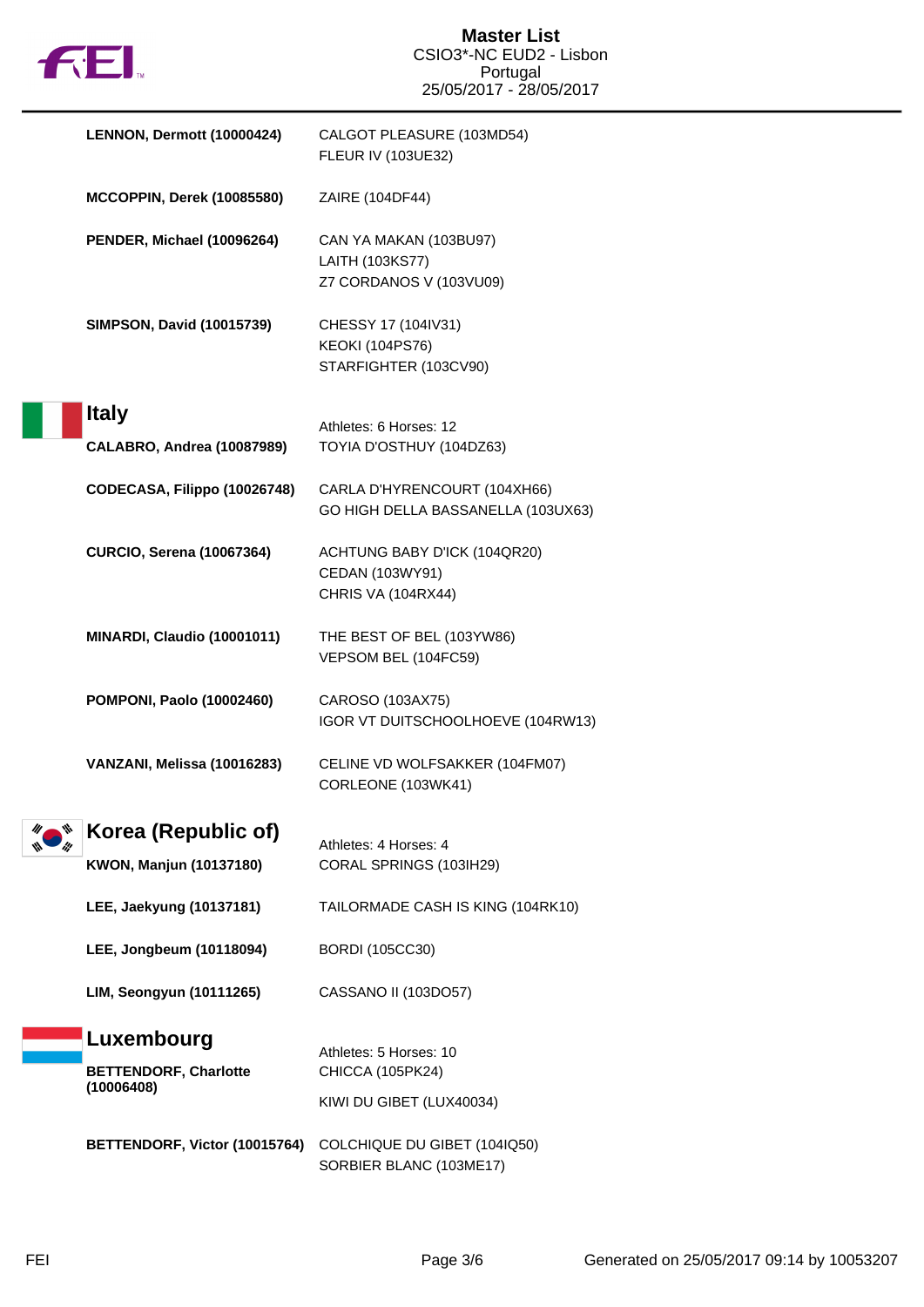| | |
|---|---|
| **LENNON, Dermott (10000424)** | CALGOT PLEASURE (103MD54)<br>FLEUR IV (103UE32) |
| **MCCOPPIN, Derek (10085580)** | ZAIRE (104DF44) |
| **PENDER, Michael (10096264)** | CAN YA MAKAN (103BU97)<br>LAITH (103KS77)<br>Z7 CORDANOS V (103VU09) |
| **SIMPSON, David (10015739)** | CHESSY 17 (104IV31)<br>KEOKI (104PS76)<br>STARFIGHTER (103CV90) |

## Italy

Athletes: 6 Horses: 12

| | |
|---|---|
| **CALABRO, Andrea (10087989)** | TOYIA D'OSTHUY (104DZ63) |
| **CODECASA, Filippo (10026748)** | CARLA D'HYRENCOURT (104XH66)<br>GO HIGH DELLA BASSANELLA (103UX63) |
| **CURCIO, Serena (10067364)** | ACHTUNG BABY D'ICK (104QR20)<br>CEDAN (103WY91)<br>CHRIS VA (104RX44) |
| **MINARDI, Claudio (10001011)** | THE BEST OF BEL (103YW86)<br>VEPSOM BEL (104FC59) |
| **POMPONI, Paolo (10002460)** | CAROSO (103AX75)<br>IGOR VT DUITSCHOOLHOEVE (104RW13) |
| **VANZANI, Melissa (10016283)** | CELINE VD WOLFSAKKER (104FM07)<br>CORLEONE (103WK41) |

## Korea (Republic of)

Athletes: 4 Horses: 4

| | |
|---|---|
| **KWON, Manjun (10137180)** | CORAL SPRINGS (103IH29) |
| **LEE, Jaekyung (10137181)** | TAILORMADE CASH IS KING (104RK10) |
| **LEE, Jongbeum (10118094)** | BORDI (105CC30) |
| **LIM, Seongyun (10111265)** | CASSANO II (103DO57) |

## Luxembourg

Athletes: 5 Horses: 10

| | |
|---|---|
| **BETTENDORF, Charlotte (10006408)** | CHICCA (105PK24)<br>KIWI DU GIBET (LUX40034) |
| **BETTENDORF, Victor (10015764)** | COLCHIQUE DU GIBET (104IQ50)<br>SORBIER BLANC (103ME17) |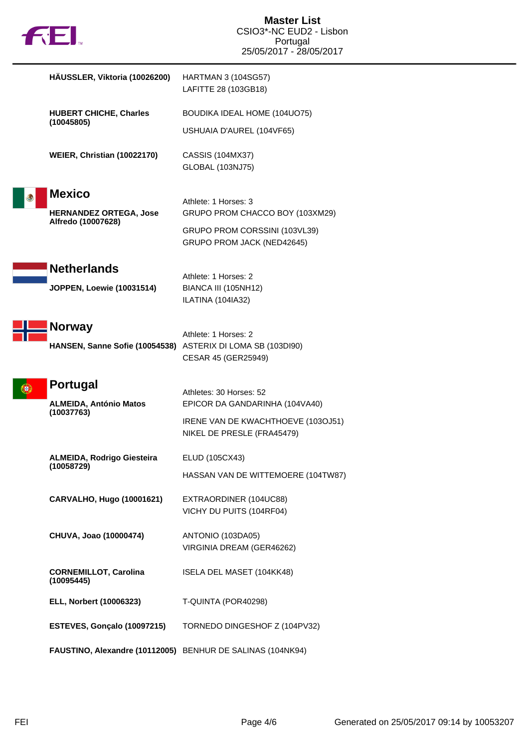| | |
|---|---|
| **HÄUSSLER, Viktoria (10026200)** | HARTMAN 3 (104SG57)<br>LAFITTE 28 (103GB18) |
| **HUBERT CHICHE, Charles (10045805)** | BOUDIKA IDEAL HOME (104UO75)<br>USHUAIA D'AUREL (104VF65) |
| **WEIER, Christian (10022170)** | CASSIS (104MX37)<br>GLOBAL (103NJ75) |

## Mexico

Athlete: 1 Horses: 3

| | |
|---|---|
| **HERNANDEZ ORTEGA, Jose Alfredo (10007628)** | GRUPO PROM CHACCO BOY (103XM29)<br>GRUPO PROM CORSSINI (103VL39)<br>GRUPO PROM JACK (NED42645) |

## Netherlands

Athlete: 1 Horses: 2

| | |
|---|---|
| **JOPPEN, Loewie (10031514)** | BIANCA III (105NH12)<br>ILATINA (104IA32) |

## Norway

Athlete: 1 Horses: 2

| | |
|---|---|
| **HANSEN, Sanne Sofie (10054538)** | ASTERIX DI LOMA SB (103DI90)<br>CESAR 45 (GER25949) |

## Portugal

Athletes: 30 Horses: 52

| | |
|---|---|
| **ALMEIDA, António Matos (10037763)** | EPICOR DA GANDARINHA (104VA40)<br>IRENE VAN DE KWACHTHOEVE (103OJ51)<br>NIKEL DE PRESLE (FRA45479) |
| **ALMEIDA, Rodrigo Giesteira (10058729)** | ELUD (105CX43)<br>HASSAN VAN DE WITTEMOERE (104TW87) |
| **CARVALHO, Hugo (10001621)** | EXTRAORDINER (104UC88)<br>VICHY DU PUITS (104RF04) |
| **CHUVA, Joao (10000474)** | ANTONIO (103DA05)<br>VIRGINIA DREAM (GER46262) |
| **CORNEMILLOT, Carolina (10095445)** | ISELA DEL MASET (104KK48) |
| **ELL, Norbert (10006323)** | T-QUINTA (POR40298) |
| **ESTEVES, Gonçalo (10097215)** | TORNEDO DINGESHOF Z (104PV32) |
| **FAUSTINO, Alexandre (10112005)** | BENHUR DE SALINAS (104NK94) |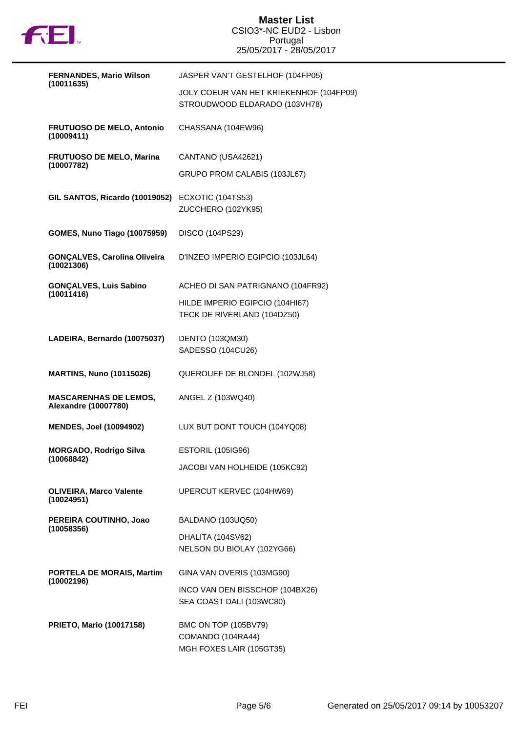| Rider | Horses |
|---|---|
| **FERNANDES, Mario Wilson (10011635)** | JASPER VAN'T GESTELHOF (104FP05)<br>JOLY COEUR VAN HET KRIEKENHOF (104FP09)<br>STROUDWOOD ELDARADO (103VH78) |
| **FRUTUOSO DE MELO, Antonio (10009411)** | CHASSANA (104EW96) |
| **FRUTUOSO DE MELO, Marina (10007782)** | CANTANO (USA42621)<br>GRUPO PROM CALABIS (103JL67) |
| **GIL SANTOS, Ricardo (10019052)** | ECXOTIC (104TS53)<br>ZUCCHERO (102YK95) |
| **GOMES, Nuno Tiago (10075959)** | DISCO (104PS29) |
| **GONÇALVES, Carolina Oliveira (10021306)** | D'INZEO IMPERIO EGIPCIO (103JL64) |
| **GONÇALVES, Luis Sabino (10011416)** | ACHEO DI SAN PATRIGNANO (104FR92)<br>HILDE IMPERIO EGIPCIO (104HI67)<br>TECK DE RIVERLAND (104DZ50) |
| **LADEIRA, Bernardo (10075037)** | DENTO (103QM30)<br>SADESSO (104CU26) |
| **MARTINS, Nuno (10115026)** | QUEROUEF DE BLONDEL (102WJ58) |
| **MASCARENHAS DE LEMOS, Alexandre (10007780)** | ANGEL Z (103WQ40) |
| **MENDES, Joel (10094902)** | LUX BUT DONT TOUCH (104YQ08) |
| **MORGADO, Rodrigo Silva (10068842)** | ESTORIL (105IG96)<br>JACOBI VAN HOLHEIDE (105KC92) |
| **OLIVEIRA, Marco Valente (10024951)** | UPERCUT KERVEC (104HW69) |
| **PEREIRA COUTINHO, Joao (10058356)** | BALDANO (103UQ50)<br>DHALITA (104SV62)<br>NELSON DU BIOLAY (102YG66) |
| **PORTELA DE MORAIS, Martim (10002196)** | GINA VAN OVERIS (103MG90)<br>INCO VAN DEN BISSCHOP (104BX26)<br>SEA COAST DALI (103WC80) |
| **PRIETO, Mario (10017158)** | BMC ON TOP (105BV79)<br>COMANDO (104RA44)<br>MGH FOXES LAIR (105GT35) |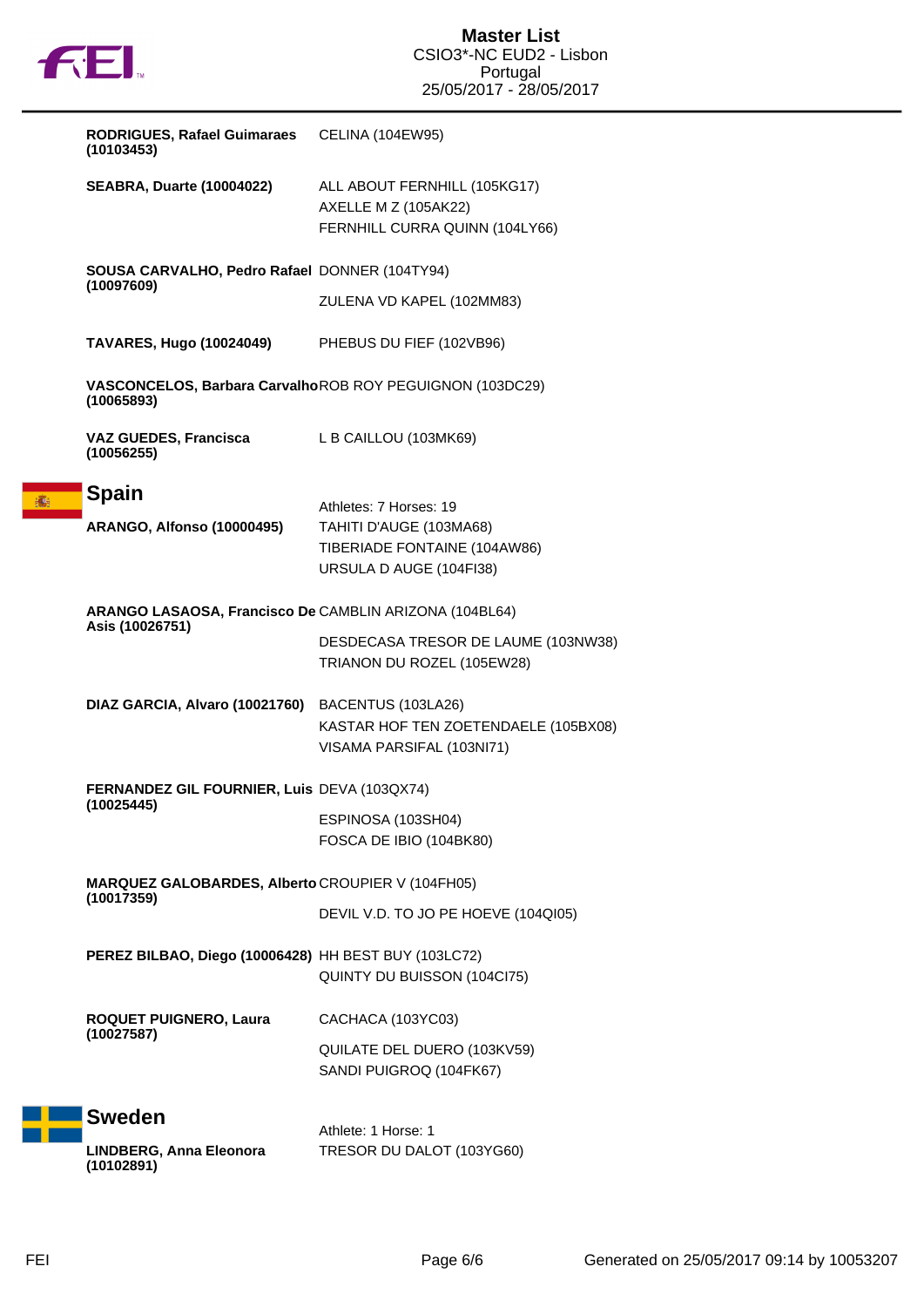| | |
|---|---|
| **RODRIGUES, Rafael Guimaraes (10103453)** | CELINA (104EW95) |
| **SEABRA, Duarte (10004022)** | ALL ABOUT FERNHILL (105KG17)<br>AXELLE M Z (105AK22)<br>FERNHILL CURRA QUINN (104LY66) |
| **SOUSA CARVALHO, Pedro Rafael (10097609)** | DONNER (104TY94)<br>ZULENA VD KAPEL (102MM83) |
| **TAVARES, Hugo (10024049)** | PHEBUS DU FIEF (102VB96) |
| **VASCONCELOS, Barbara Carvalho (10065893)** | ROB ROY PEGUIGNON (103DC29) |
| **VAZ GUEDES, Francisca (10056255)** | L B CAILLOU (103MK69) |

## Spain

Athletes: 7 Horses: 19

| | |
|---|---|
| **ARANGO, Alfonso (10000495)** | TAHITI D'AUGE (103MA68)<br>TIBERIADE FONTAINE (104AW86)<br>URSULA D AUGE (104FI38) |
| **ARANGO LASAOSA, Francisco De Asis (10026751)** | CAMBLIN ARIZONA (104BL64)<br>DESDECASA TRESOR DE LAUME (103NW38)<br>TRIANON DU ROZEL (105EW28) |
| **DIAZ GARCIA, Alvaro (10021760)** | BACENTUS (103LA26)<br>KASTAR HOF TEN ZOETENDAELE (105BX08)<br>VISAMA PARSIFAL (103NI71) |
| **FERNANDEZ GIL FOURNIER, Luis (10025445)** | DEVA (103QX74)<br>ESPINOSA (103SH04)<br>FOSCA DE IBIO (104BK80) |
| **MARQUEZ GALOBARDES, Alberto (10017359)** | CROUPIER V (104FH05)<br>DEVIL V.D. TO JO PE HOEVE (104QI05) |
| **PEREZ BILBAO, Diego (10006428)** | HH BEST BUY (103LC72)<br>QUINTY DU BUISSON (104CI75) |
| **ROQUET PUIGNERO, Laura (10027587)** | CACHACA (103YC03)<br>QUILATE DEL DUERO (103KV59)<br>SANDI PUIGROQ (104FK67) |

## Sweden

Athlete: 1 Horse: 1

| | |
|---|---|
| **LINDBERG, Anna Eleonora (10102891)** | TRESOR DU DALOT (103YG60) |